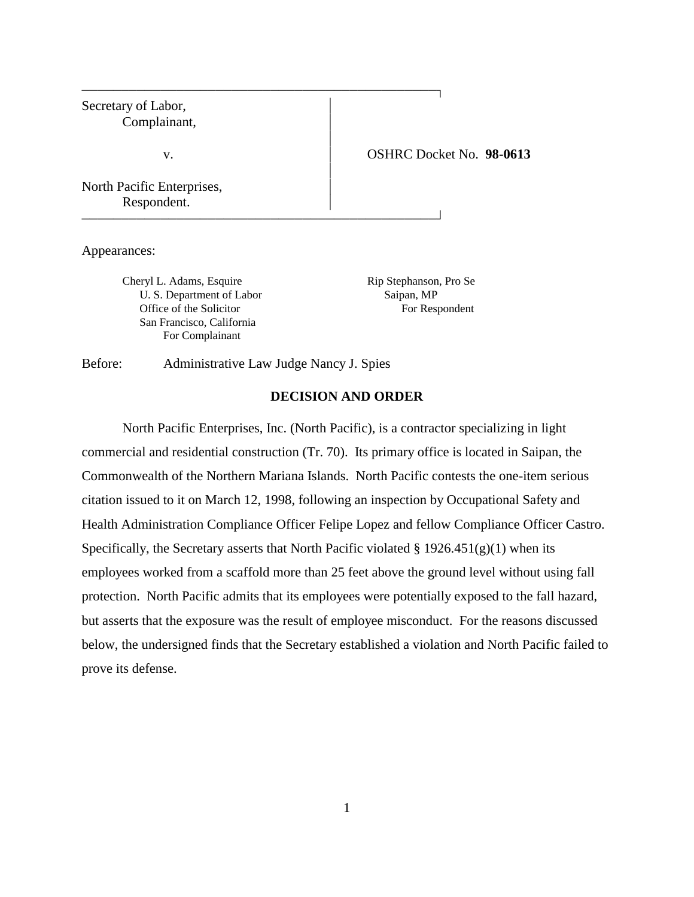| | |
|---|---|
| Secretary of Labor,<br>Complainant,<br><br>v.<br><br>North Pacific Enterprises,<br>Respondent. | OSHRC Docket No. **98-0613** |

Appearances:

Cheryl L. Adams, Esquire
U. S. Department of Labor
Office of the Solicitor
San Francisco, California
For Complainant

Rip Stephanson, Pro Se
Saipan, MP
For Respondent

Before: Administrative Law Judge Nancy J. Spies

**DECISION AND ORDER**

North Pacific Enterprises, Inc. (North Pacific), is a contractor specializing in light commercial and residential construction (Tr. 70). Its primary office is located in Saipan, the Commonwealth of the Northern Mariana Islands. North Pacific contests the one-item serious citation issued to it on March 12, 1998, following an inspection by Occupational Safety and Health Administration Compliance Officer Felipe Lopez and fellow Compliance Officer Castro. Specifically, the Secretary asserts that North Pacific violated § 1926.451(g)(1) when its employees worked from a scaffold more than 25 feet above the ground level without using fall protection. North Pacific admits that its employees were potentially exposed to the fall hazard, but asserts that the exposure was the result of employee misconduct. For the reasons discussed below, the undersigned finds that the Secretary established a violation and North Pacific failed to prove its defense.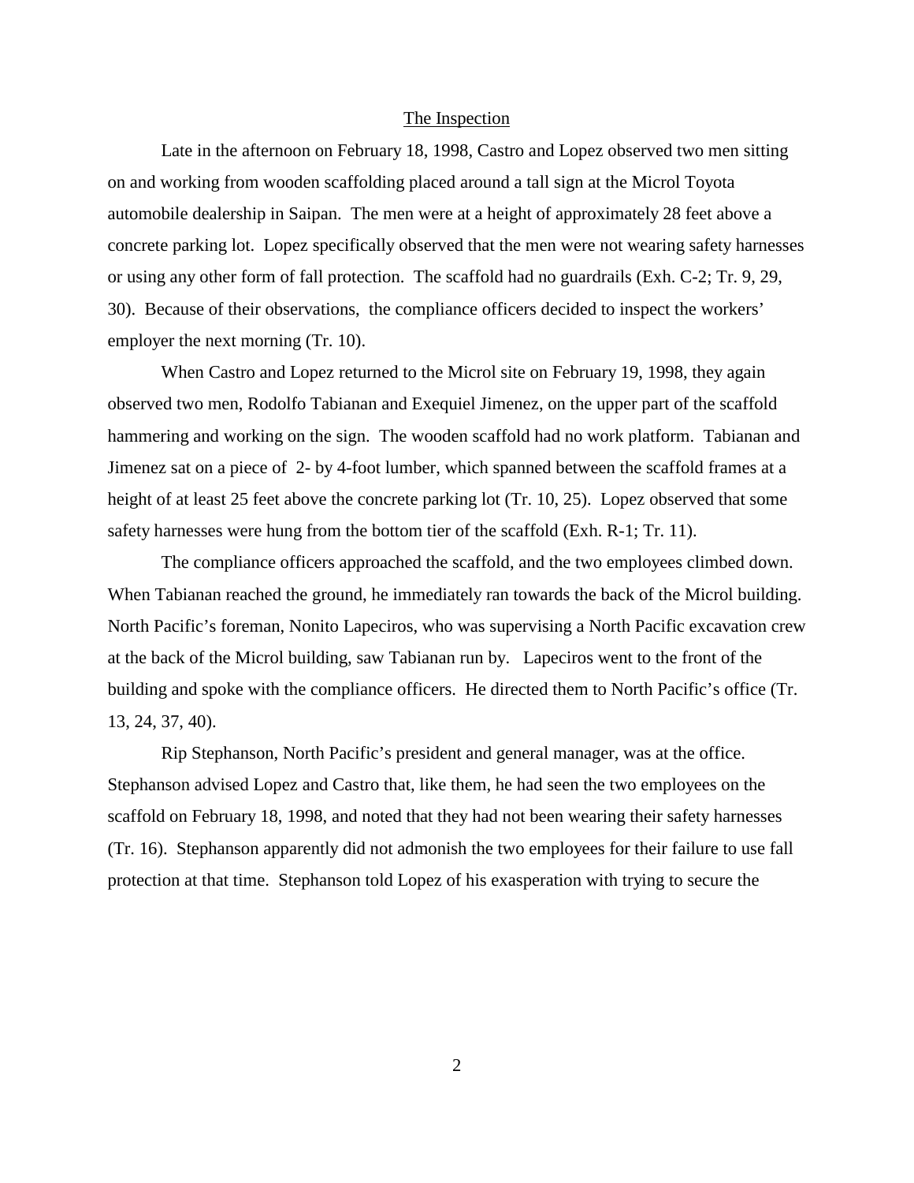## The Inspection

Late in the afternoon on February 18, 1998, Castro and Lopez observed two men sitting on and working from wooden scaffolding placed around a tall sign at the Microl Toyota automobile dealership in Saipan. The men were at a height of approximately 28 feet above a concrete parking lot. Lopez specifically observed that the men were not wearing safety harnesses or using any other form of fall protection. The scaffold had no guardrails (Exh. C-2; Tr. 9, 29, 30). Because of their observations, the compliance officers decided to inspect the workers' employer the next morning (Tr. 10).

When Castro and Lopez returned to the Microl site on February 19, 1998, they again observed two men, Rodolfo Tabianan and Exequiel Jimenez, on the upper part of the scaffold hammering and working on the sign. The wooden scaffold had no work platform. Tabianan and Jimenez sat on a piece of 2- by 4-foot lumber, which spanned between the scaffold frames at a height of at least 25 feet above the concrete parking lot (Tr. 10, 25). Lopez observed that some safety harnesses were hung from the bottom tier of the scaffold (Exh. R-1; Tr. 11).

The compliance officers approached the scaffold, and the two employees climbed down. When Tabianan reached the ground, he immediately ran towards the back of the Microl building. North Pacific's foreman, Nonito Lapeciros, who was supervising a North Pacific excavation crew at the back of the Microl building, saw Tabianan run by. Lapeciros went to the front of the building and spoke with the compliance officers. He directed them to North Pacific's office (Tr. 13, 24, 37, 40).

Rip Stephanson, North Pacific's president and general manager, was at the office. Stephanson advised Lopez and Castro that, like them, he had seen the two employees on the scaffold on February 18, 1998, and noted that they had not been wearing their safety harnesses (Tr. 16). Stephanson apparently did not admonish the two employees for their failure to use fall protection at that time. Stephanson told Lopez of his exasperation with trying to secure the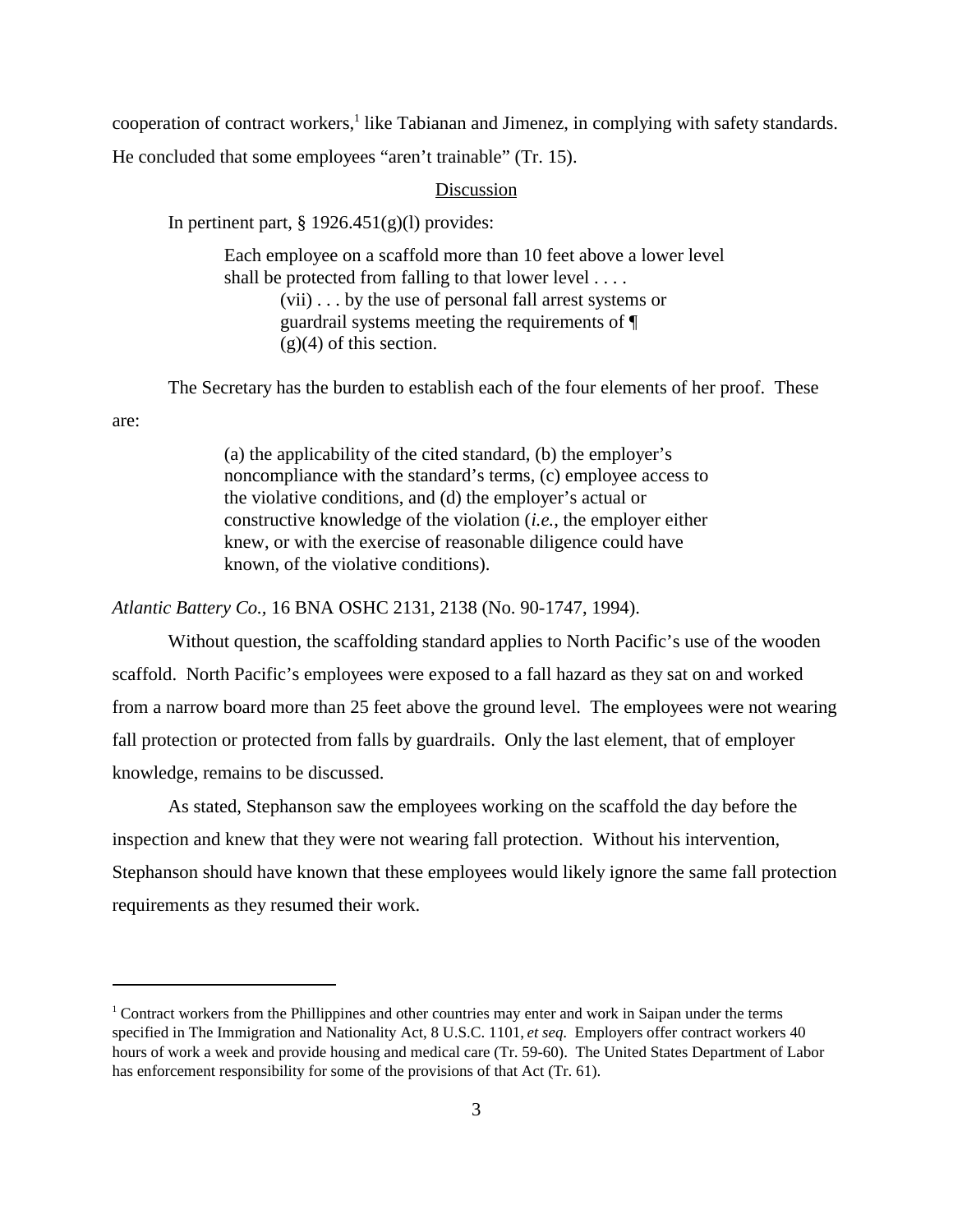cooperation of contract workers,[1] like Tabianan and Jimenez, in complying with safety standards. He concluded that some employees "aren't trainable" (Tr. 15).

## Discussion

In pertinent part, § 1926.451(g)(l) provides:

> Each employee on a scaffold more than 10 feet above a lower level shall be protected from falling to that lower level . . . .
>
> (vii) . . . by the use of personal fall arrest systems or guardrail systems meeting the requirements of ¶ (g)(4) of this section.

The Secretary has the burden to establish each of the four elements of her proof. These are:

> (a) the applicability of the cited standard, (b) the employer's noncompliance with the standard's terms, (c) employee access to the violative conditions, and (d) the employer's actual or constructive knowledge of the violation (*i.e.*, the employer either knew, or with the exercise of reasonable diligence could have known, of the violative conditions).

*Atlantic Battery Co.*, 16 BNA OSHC 2131, 2138 (No. 90-1747, 1994).

Without question, the scaffolding standard applies to North Pacific's use of the wooden scaffold. North Pacific's employees were exposed to a fall hazard as they sat on and worked from a narrow board more than 25 feet above the ground level. The employees were not wearing fall protection or protected from falls by guardrails. Only the last element, that of employer knowledge, remains to be discussed.

As stated, Stephanson saw the employees working on the scaffold the day before the inspection and knew that they were not wearing fall protection. Without his intervention, Stephanson should have known that these employees would likely ignore the same fall protection requirements as they resumed their work.

---

[1] Contract workers from the Phillippines and other countries may enter and work in Saipan under the terms specified in The Immigration and Nationality Act, 8 U.S.C. 1101, *et seq*. Employers offer contract workers 40 hours of work a week and provide housing and medical care (Tr. 59-60). The United States Department of Labor has enforcement responsibility for some of the provisions of that Act (Tr. 61).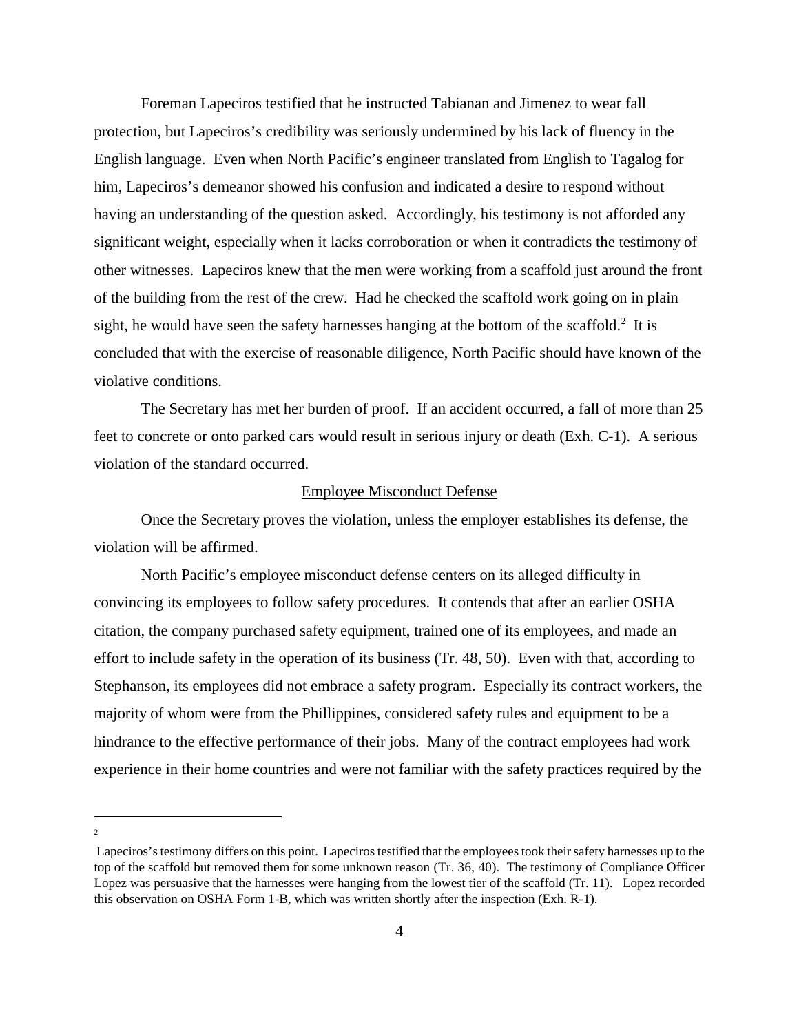Foreman Lapeciros testified that he instructed Tabianan and Jimenez to wear fall protection, but Lapeciros's credibility was seriously undermined by his lack of fluency in the English language. Even when North Pacific's engineer translated from English to Tagalog for him, Lapeciros's demeanor showed his confusion and indicated a desire to respond without having an understanding of the question asked. Accordingly, his testimony is not afforded any significant weight, especially when it lacks corroboration or when it contradicts the testimony of other witnesses. Lapeciros knew that the men were working from a scaffold just around the front of the building from the rest of the crew. Had he checked the scaffold work going on in plain sight, he would have seen the safety harnesses hanging at the bottom of the scaffold.[2] It is concluded that with the exercise of reasonable diligence, North Pacific should have known of the violative conditions.

The Secretary has met her burden of proof. If an accident occurred, a fall of more than 25 feet to concrete or onto parked cars would result in serious injury or death (Exh. C-1). A serious violation of the standard occurred.

## Employee Misconduct Defense

Once the Secretary proves the violation, unless the employer establishes its defense, the violation will be affirmed.

North Pacific's employee misconduct defense centers on its alleged difficulty in convincing its employees to follow safety procedures. It contends that after an earlier OSHA citation, the company purchased safety equipment, trained one of its employees, and made an effort to include safety in the operation of its business (Tr. 48, 50). Even with that, according to Stephanson, its employees did not embrace a safety program. Especially its contract workers, the majority of whom were from the Phillippines, considered safety rules and equipment to be a hindrance to the effective performance of their jobs. Many of the contract employees had work experience in their home countries and were not familiar with the safety practices required by the

---

[2] Lapeciros's testimony differs on this point. Lapeciros testified that the employees took their safety harnesses up to the top of the scaffold but removed them for some unknown reason (Tr. 36, 40). The testimony of Compliance Officer Lopez was persuasive that the harnesses were hanging from the lowest tier of the scaffold (Tr. 11). Lopez recorded this observation on OSHA Form 1-B, which was written shortly after the inspection (Exh. R-1).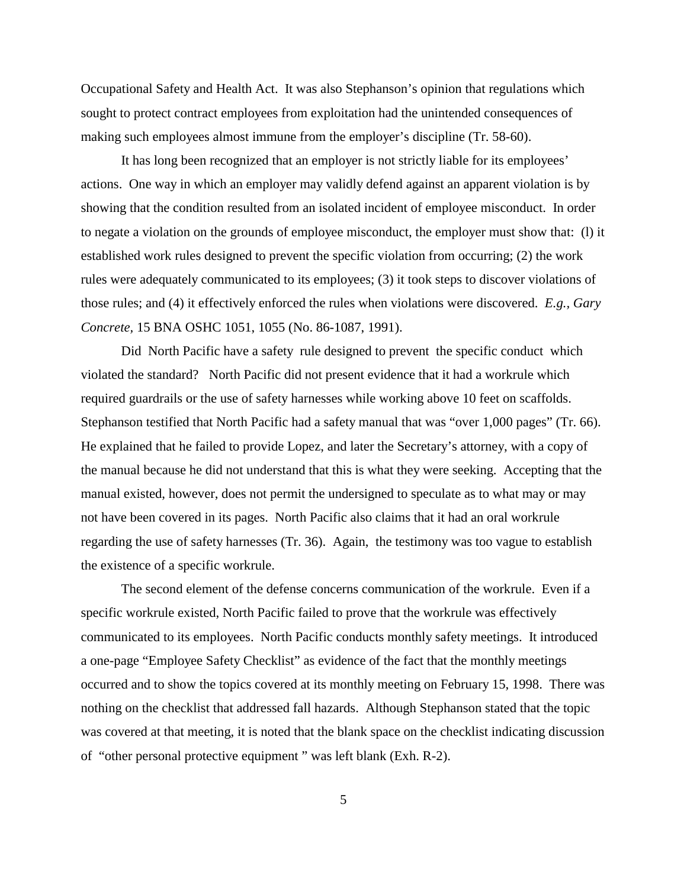Occupational Safety and Health Act. It was also Stephanson's opinion that regulations which sought to protect contract employees from exploitation had the unintended consequences of making such employees almost immune from the employer's discipline (Tr. 58-60).

It has long been recognized that an employer is not strictly liable for its employees' actions. One way in which an employer may validly defend against an apparent violation is by showing that the condition resulted from an isolated incident of employee misconduct. In order to negate a violation on the grounds of employee misconduct, the employer must show that: (l) it established work rules designed to prevent the specific violation from occurring; (2) the work rules were adequately communicated to its employees; (3) it took steps to discover violations of those rules; and (4) it effectively enforced the rules when violations were discovered. *E.g., Gary Concrete,* 15 BNA OSHC 1051, 1055 (No. 86-1087, 1991).

Did North Pacific have a safety rule designed to prevent the specific conduct which violated the standard? North Pacific did not present evidence that it had a workrule which required guardrails or the use of safety harnesses while working above 10 feet on scaffolds. Stephanson testified that North Pacific had a safety manual that was "over 1,000 pages" (Tr. 66). He explained that he failed to provide Lopez, and later the Secretary's attorney, with a copy of the manual because he did not understand that this is what they were seeking. Accepting that the manual existed, however, does not permit the undersigned to speculate as to what may or may not have been covered in its pages. North Pacific also claims that it had an oral workrule regarding the use of safety harnesses (Tr. 36). Again, the testimony was too vague to establish the existence of a specific workrule.

The second element of the defense concerns communication of the workrule. Even if a specific workrule existed, North Pacific failed to prove that the workrule was effectively communicated to its employees. North Pacific conducts monthly safety meetings. It introduced a one-page "Employee Safety Checklist" as evidence of the fact that the monthly meetings occurred and to show the topics covered at its monthly meeting on February 15, 1998. There was nothing on the checklist that addressed fall hazards. Although Stephanson stated that the topic was covered at that meeting, it is noted that the blank space on the checklist indicating discussion of "other personal protective equipment " was left blank (Exh. R-2).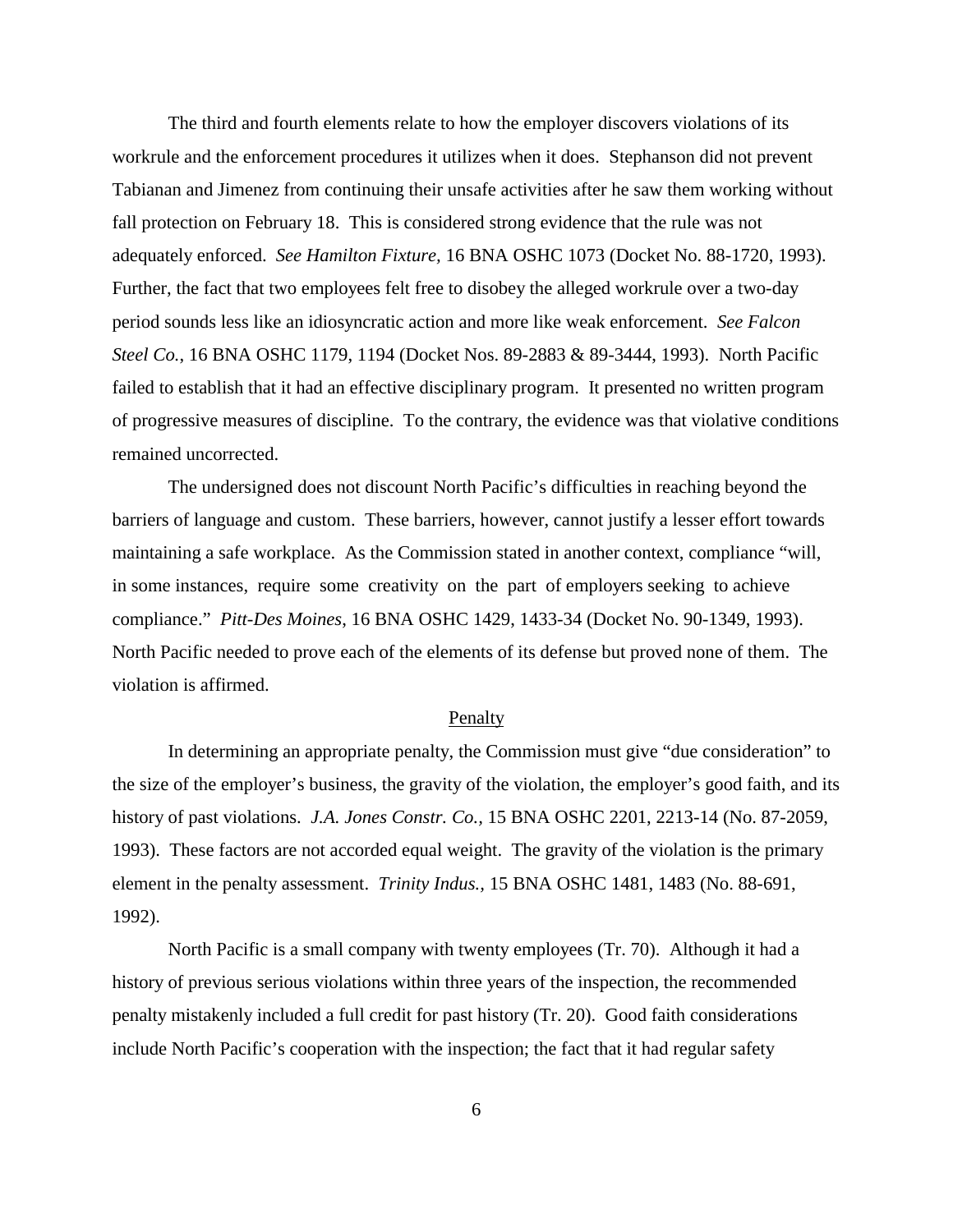The third and fourth elements relate to how the employer discovers violations of its workrule and the enforcement procedures it utilizes when it does. Stephanson did not prevent Tabianan and Jimenez from continuing their unsafe activities after he saw them working without fall protection on February 18. This is considered strong evidence that the rule was not adequately enforced. *See Hamilton Fixture*, 16 BNA OSHC 1073 (Docket No. 88-1720, 1993). Further, the fact that two employees felt free to disobey the alleged workrule over a two-day period sounds less like an idiosyncratic action and more like weak enforcement. *See Falcon Steel Co.*, 16 BNA OSHC 1179, 1194 (Docket Nos. 89-2883 & 89-3444, 1993). North Pacific failed to establish that it had an effective disciplinary program. It presented no written program of progressive measures of discipline. To the contrary, the evidence was that violative conditions remained uncorrected.

The undersigned does not discount North Pacific's difficulties in reaching beyond the barriers of language and custom. These barriers, however, cannot justify a lesser effort towards maintaining a safe workplace. As the Commission stated in another context, compliance "will, in some instances, require some creativity on the part of employers seeking to achieve compliance." *Pitt-Des Moines*, 16 BNA OSHC 1429, 1433-34 (Docket No. 90-1349, 1993). North Pacific needed to prove each of the elements of its defense but proved none of them. The violation is affirmed.

## Penalty

In determining an appropriate penalty, the Commission must give "due consideration" to the size of the employer's business, the gravity of the violation, the employer's good faith, and its history of past violations. *J.A. Jones Constr. Co.*, 15 BNA OSHC 2201, 2213-14 (No. 87-2059, 1993). These factors are not accorded equal weight. The gravity of the violation is the primary element in the penalty assessment. *Trinity Indus.*, 15 BNA OSHC 1481, 1483 (No. 88-691, 1992).

North Pacific is a small company with twenty employees (Tr. 70). Although it had a history of previous serious violations within three years of the inspection, the recommended penalty mistakenly included a full credit for past history (Tr. 20). Good faith considerations include North Pacific's cooperation with the inspection; the fact that it had regular safety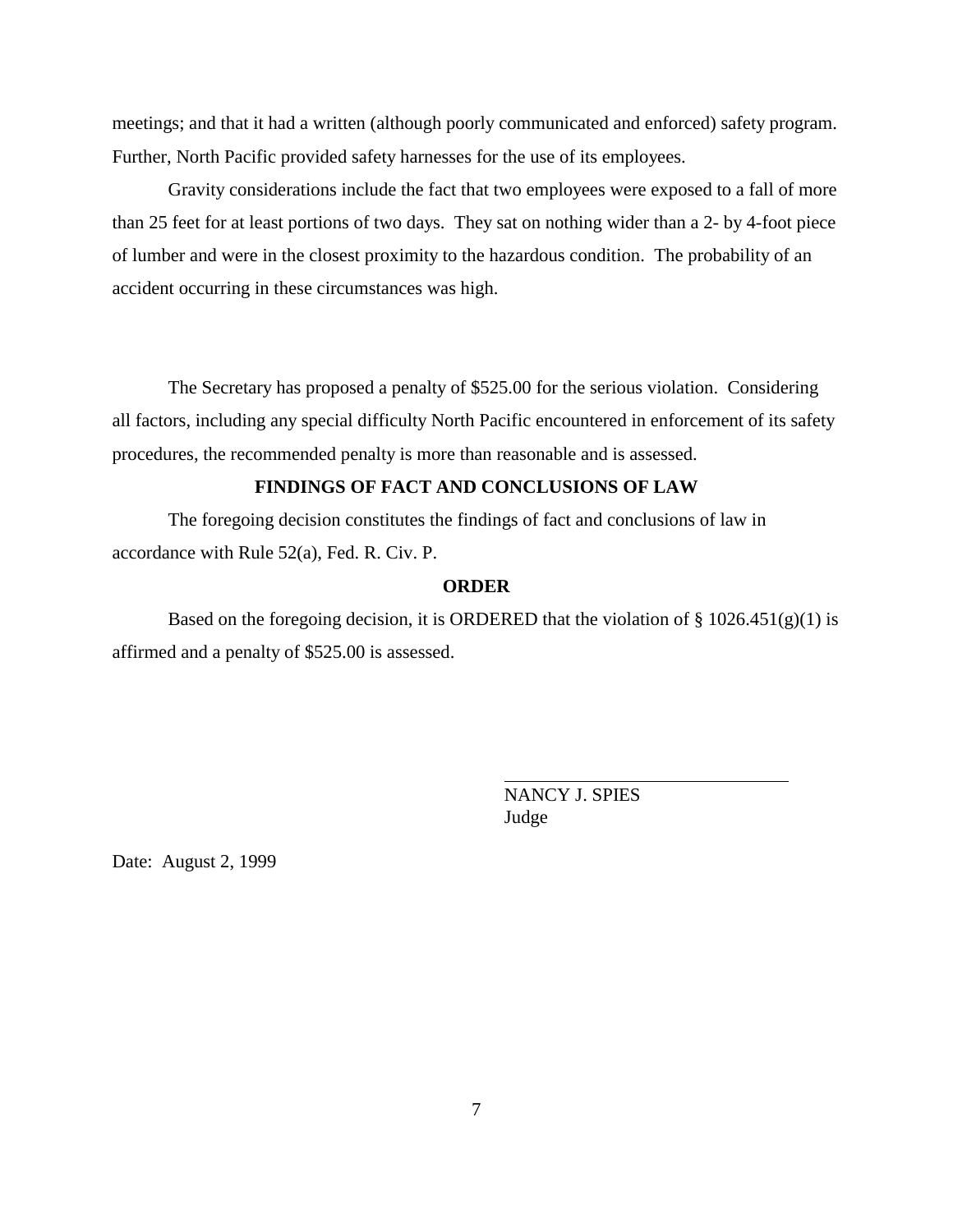meetings; and that it had a written (although poorly communicated and enforced) safety program. Further, North Pacific provided safety harnesses for the use of its employees.

Gravity considerations include the fact that two employees were exposed to a fall of more than 25 feet for at least portions of two days. They sat on nothing wider than a 2- by 4-foot piece of lumber and were in the closest proximity to the hazardous condition. The probability of an accident occurring in these circumstances was high.

The Secretary has proposed a penalty of $525.00 for the serious violation. Considering all factors, including any special difficulty North Pacific encountered in enforcement of its safety procedures, the recommended penalty is more than reasonable and is assessed.

## FINDINGS OF FACT AND CONCLUSIONS OF LAW

The foregoing decision constitutes the findings of fact and conclusions of law in accordance with Rule 52(a), Fed. R. Civ. P.

## ORDER

Based on the foregoing decision, it is ORDERED that the violation of § 1026.451(g)(1) is affirmed and a penalty of $525.00 is assessed.

NANCY J. SPIES
Judge

Date: August 2, 1999